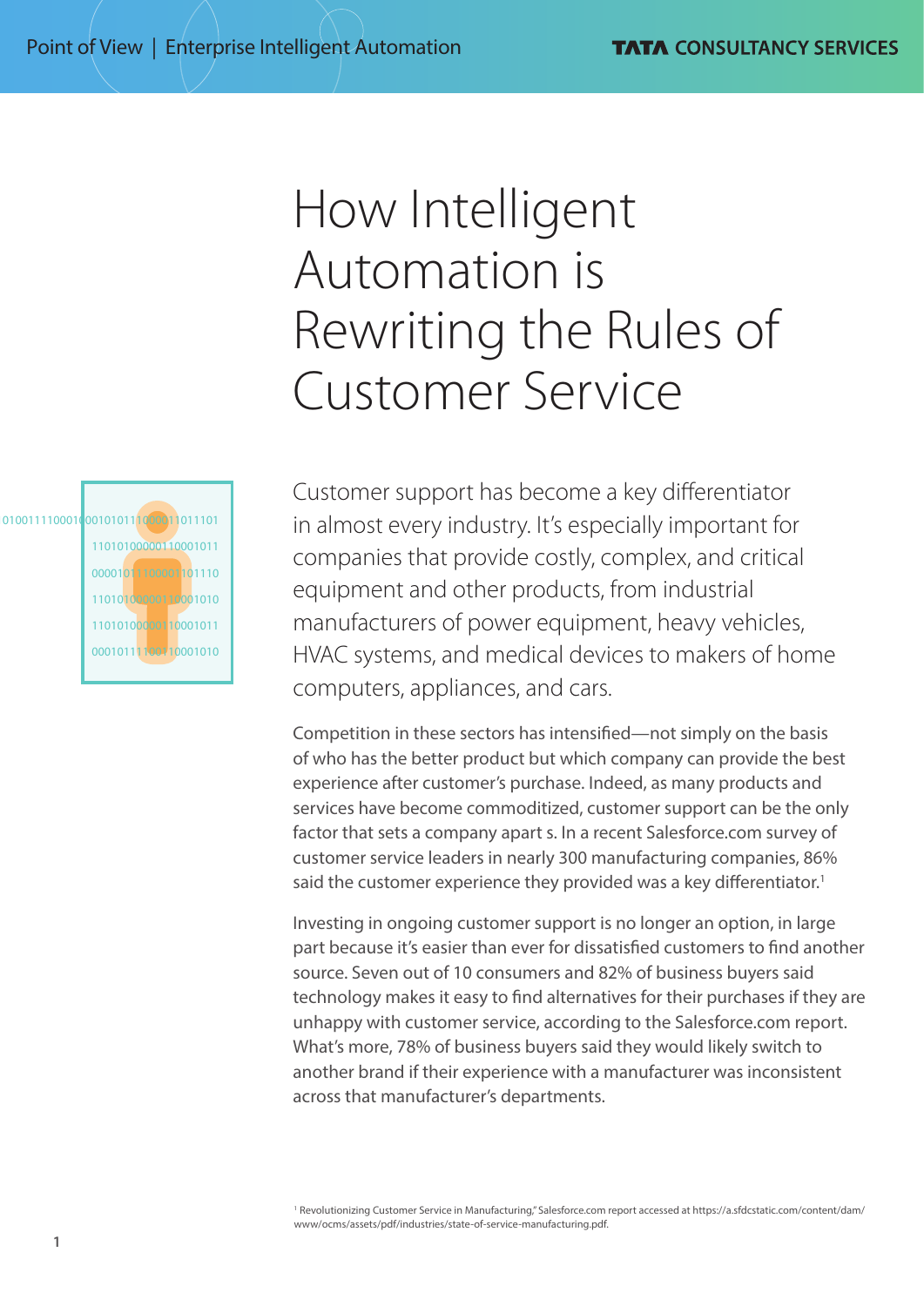# How Intelligent Automation is Rewriting the Rules of Customer Service

Customer support has become a key differentiator in almost every industry. It's especially important for companies that provide costly, complex, and critical equipment and other products, from industrial manufacturers of power equipment, heavy vehicles, HVAC systems, and medical devices to makers of home computers, appliances, and cars.

Competition in these sectors has intensified—not simply on the basis of who has the better product but which company can provide the best experience after customer's purchase. Indeed, as many products and services have become commoditized, customer support can be the only factor that sets a company apart s. In a recent Salesforce.com survey of customer service leaders in nearly 300 manufacturing companies, 86% said the customer experience they provided was a key differentiator.[1]

Investing in ongoing customer support is no longer an option, in large part because it's easier than ever for dissatisfied customers to find another source. Seven out of 10 consumers and 82% of business buyers said technology makes it easy to find alternatives for their purchases if they are unhappy with customer service, according to the Salesforce.com report. What's more, 78% of business buyers said they would likely switch to another brand if their experience with a manufacturer was inconsistent across that manufacturer's departments.

[1] Revolutionizing Customer Service in Manufacturing," Salesforce.com report accessed at https://a.sfdcstatic.com/content/dam/www/ocms/assets/pdf/industries/state-of-service-manufacturing.pdf.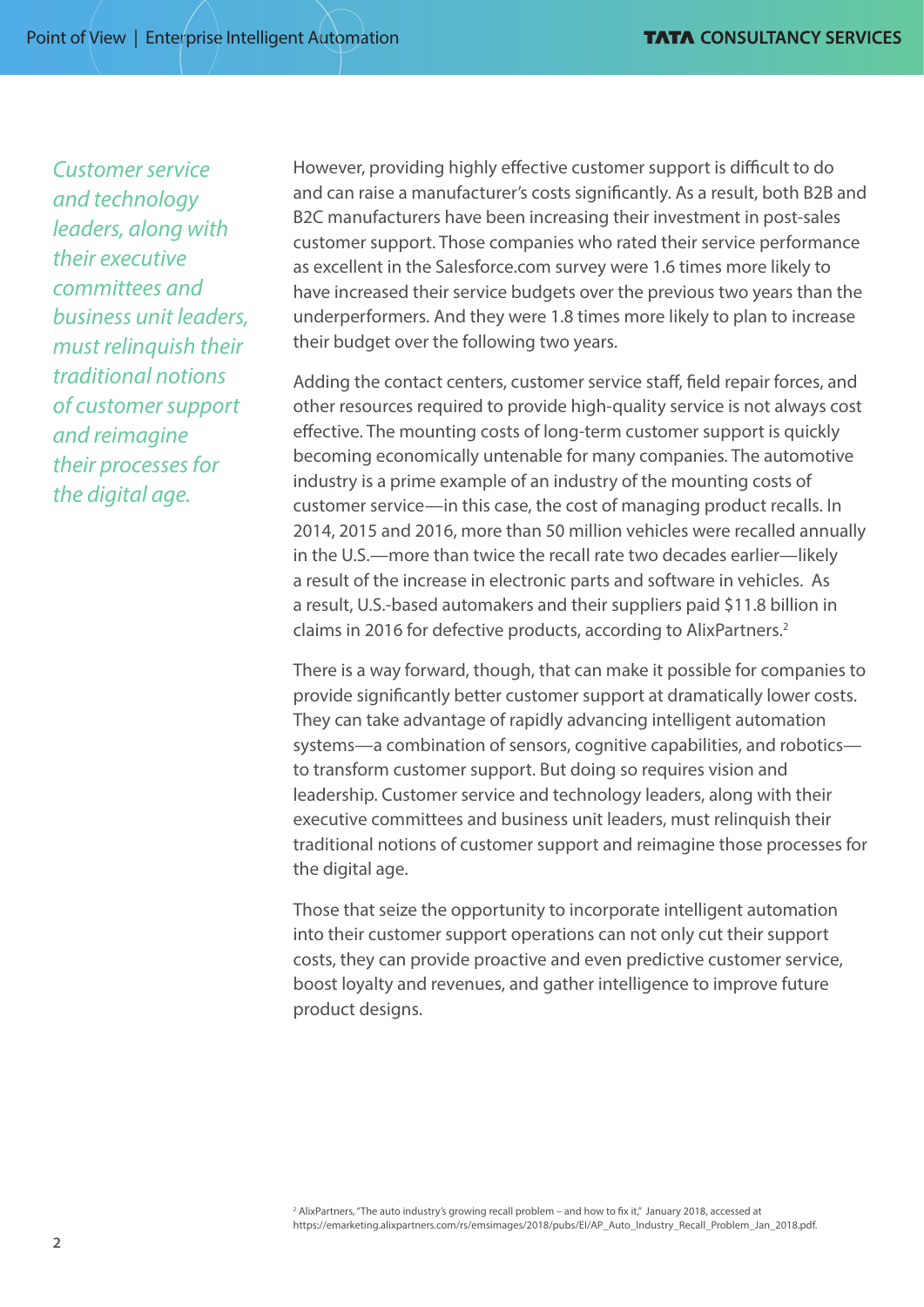*Customer service and technology leaders, along with their executive committees and business unit leaders, must relinquish their traditional notions of customer support and reimagine their processes for the digital age.*

However, providing highly effective customer support is difficult to do and can raise a manufacturer's costs significantly. As a result, both B2B and B2C manufacturers have been increasing their investment in post-sales customer support. Those companies who rated their service performance as excellent in the Salesforce.com survey were 1.6 times more likely to have increased their service budgets over the previous two years than the underperformers. And they were 1.8 times more likely to plan to increase their budget over the following two years.

Adding the contact centers, customer service staff, field repair forces, and other resources required to provide high-quality service is not always cost effective. The mounting costs of long-term customer support is quickly becoming economically untenable for many companies. The automotive industry is a prime example of an industry of the mounting costs of customer service—in this case, the cost of managing product recalls. In 2014, 2015 and 2016, more than 50 million vehicles were recalled annually in the U.S.—more than twice the recall rate two decades earlier—likely a result of the increase in electronic parts and software in vehicles. As a result, U.S.-based automakers and their suppliers paid $11.8 billion in claims in 2016 for defective products, according to AlixPartners.[2]

There is a way forward, though, that can make it possible for companies to provide significantly better customer support at dramatically lower costs. They can take advantage of rapidly advancing intelligent automation systems—a combination of sensors, cognitive capabilities, and robotics—to transform customer support. But doing so requires vision and leadership. Customer service and technology leaders, along with their executive committees and business unit leaders, must relinquish their traditional notions of customer support and reimagine those processes for the digital age.

Those that seize the opportunity to incorporate intelligent automation into their customer support operations can not only cut their support costs, they can provide proactive and even predictive customer service, boost loyalty and revenues, and gather intelligence to improve future product designs.

[2] AlixPartners, "The auto industry's growing recall problem – and how to fix it," January 2018, accessed at https://emarketing.alixpartners.com/rs/emsimages/2018/pubs/EI/AP_Auto_Industry_Recall_Problem_Jan_2018.pdf.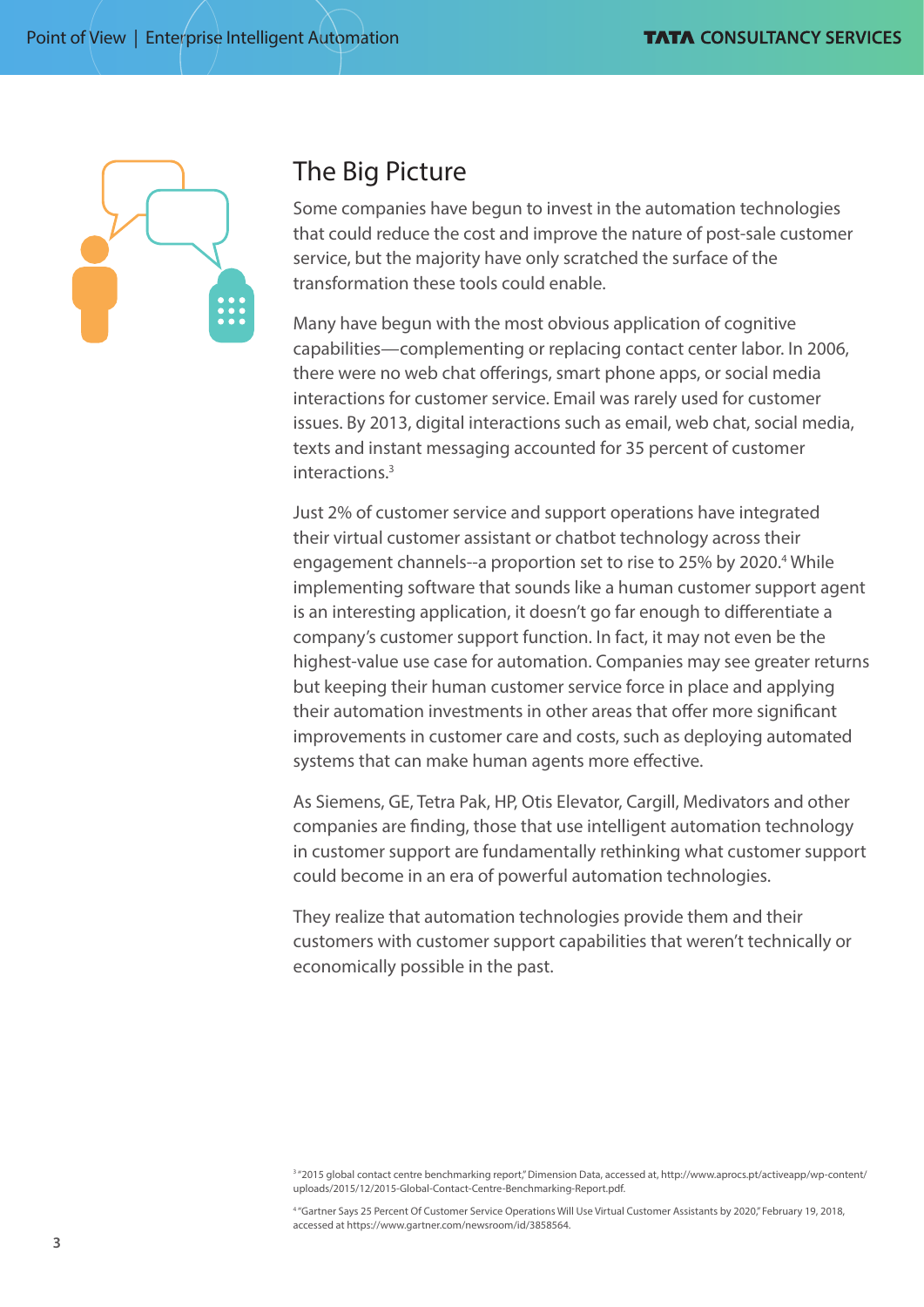## The Big Picture

Some companies have begun to invest in the automation technologies that could reduce the cost and improve the nature of post-sale customer service, but the majority have only scratched the surface of the transformation these tools could enable.

Many have begun with the most obvious application of cognitive capabilities—complementing or replacing contact center labor. In 2006, there were no web chat offerings, smart phone apps, or social media interactions for customer service. Email was rarely used for customer issues. By 2013, digital interactions such as email, web chat, social media, texts and instant messaging accounted for 35 percent of customer interactions.[3]

Just 2% of customer service and support operations have integrated their virtual customer assistant or chatbot technology across their engagement channels--a proportion set to rise to 25% by 2020.[4] While implementing software that sounds like a human customer support agent is an interesting application, it doesn't go far enough to differentiate a company's customer support function. In fact, it may not even be the highest-value use case for automation. Companies may see greater returns but keeping their human customer service force in place and applying their automation investments in other areas that offer more significant improvements in customer care and costs, such as deploying automated systems that can make human agents more effective.

As Siemens, GE, Tetra Pak, HP, Otis Elevator, Cargill, Medivators and other companies are finding, those that use intelligent automation technology in customer support are fundamentally rethinking what customer support could become in an era of powerful automation technologies.

They realize that automation technologies provide them and their customers with customer support capabilities that weren't technically or economically possible in the past.

[3] "2015 global contact centre benchmarking report," Dimension Data, accessed at, http://www.aprocs.pt/activeapp/wp-content/uploads/2015/12/2015-Global-Contact-Centre-Benchmarking-Report.pdf.

[4] "Gartner Says 25 Percent Of Customer Service Operations Will Use Virtual Customer Assistants by 2020," February 19, 2018, accessed at https://www.gartner.com/newsroom/id/3858564.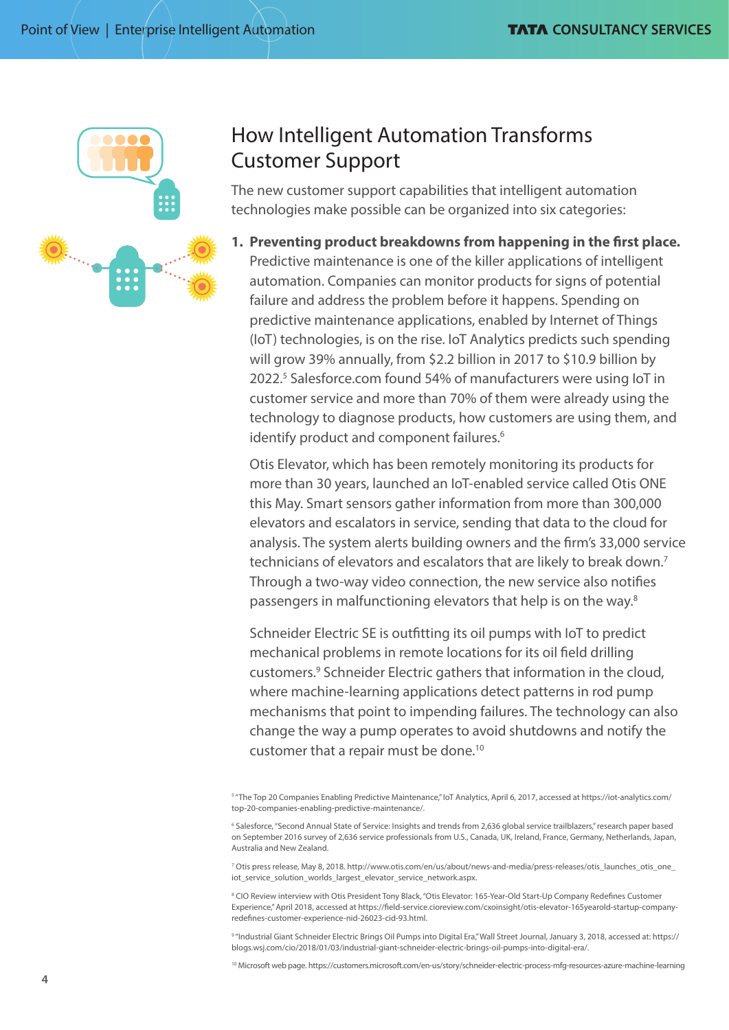# How Intelligent Automation Transforms Customer Support

The new customer support capabilities that intelligent automation technologies make possible can be organized into six categories:

1. **Preventing product breakdowns from happening in the first place.** Predictive maintenance is one of the killer applications of intelligent automation. Companies can monitor products for signs of potential failure and address the problem before it happens. Spending on predictive maintenance applications, enabled by Internet of Things (IoT) technologies, is on the rise. IoT Analytics predicts such spending will grow 39% annually, from $2.2 billion in 2017 to $10.9 billion by 2022.[5] Salesforce.com found 54% of manufacturers were using IoT in customer service and more than 70% of them were already using the technology to diagnose products, how customers are using them, and identify product and component failures.[6]

   Otis Elevator, which has been remotely monitoring its products for more than 30 years, launched an IoT-enabled service called Otis ONE this May. Smart sensors gather information from more than 300,000 elevators and escalators in service, sending that data to the cloud for analysis. The system alerts building owners and the firm's 33,000 service technicians of elevators and escalators that are likely to break down.[7] Through a two-way video connection, the new service also notifies passengers in malfunctioning elevators that help is on the way.[8]

   Schneider Electric SE is outfitting its oil pumps with IoT to predict mechanical problems in remote locations for its oil field drilling customers.[9] Schneider Electric gathers that information in the cloud, where machine-learning applications detect patterns in rod pump mechanisms that point to impending failures. The technology can also change the way a pump operates to avoid shutdowns and notify the customer that a repair must be done.[10]

[5] "The Top 20 Companies Enabling Predictive Maintenance," IoT Analytics, April 6, 2017, accessed at https://iot-analytics.com/top-20-companies-enabling-predictive-maintenance/.

[6] Salesforce, "Second Annual State of Service: Insights and trends from 2,636 global service trailblazers," research paper based on September 2016 survey of 2,636 service professionals from U.S., Canada, UK, Ireland, France, Germany, Netherlands, Japan, Australia and New Zealand.

[7] Otis press release, May 8, 2018. http://www.otis.com/en/us/about/news-and-media/press-releases/otis_launches_otis_one_iot_service_solution_worlds_largest_elevator_service_network.aspx.

[8] CIO Review interview with Otis President Tony Black, "Otis Elevator: 165-Year-Old Start-Up Company Redefines Customer Experience," April 2018, accessed at https://field-service.cioreview.com/cxoinsight/otis-elevator-165yearold-startup-company-redefines-customer-experience-nid-26023-cid-93.html.

[9] "Industrial Giant Schneider Electric Brings Oil Pumps into Digital Era," Wall Street Journal, January 3, 2018, accessed at: https://blogs.wsj.com/cio/2018/01/03/industrial-giant-schneider-electric-brings-oil-pumps-into-digital-era/.

[10] Microsoft web page. https://customers.microsoft.com/en-us/story/schneider-electric-process-mfg-resources-azure-machine-learning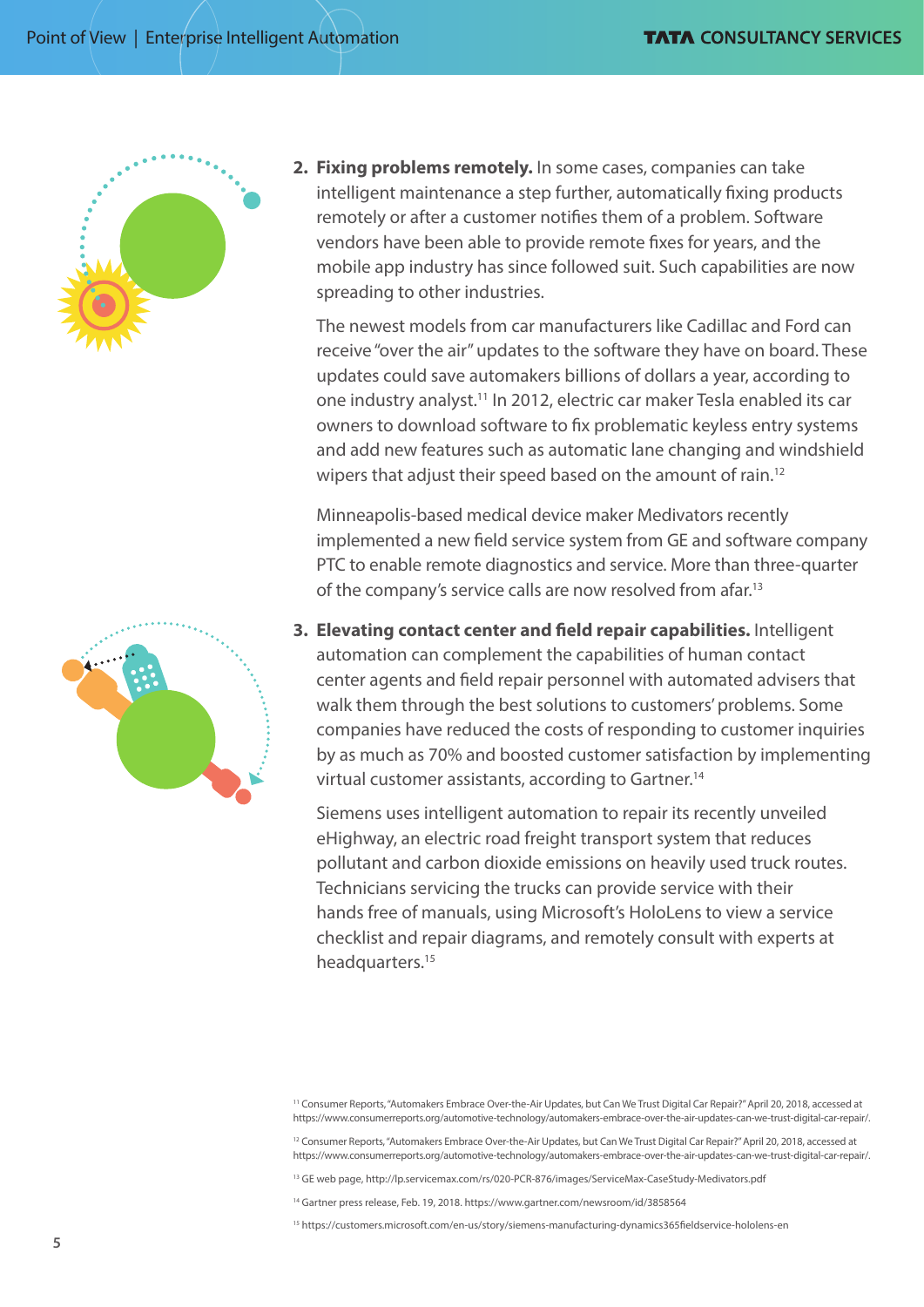2. **Fixing problems remotely.** In some cases, companies can take intelligent maintenance a step further, automatically fixing products remotely or after a customer notifies them of a problem. Software vendors have been able to provide remote fixes for years, and the mobile app industry has since followed suit. Such capabilities are now spreading to other industries.

   The newest models from car manufacturers like Cadillac and Ford can receive "over the air" updates to the software they have on board. These updates could save automakers billions of dollars a year, according to one industry analyst.[11] In 2012, electric car maker Tesla enabled its car owners to download software to fix problematic keyless entry systems and add new features such as automatic lane changing and windshield wipers that adjust their speed based on the amount of rain.[12]

   Minneapolis-based medical device maker Medivators recently implemented a new field service system from GE and software company PTC to enable remote diagnostics and service. More than three-quarter of the company's service calls are now resolved from afar.[13]

3. **Elevating contact center and field repair capabilities.** Intelligent automation can complement the capabilities of human contact center agents and field repair personnel with automated advisers that walk them through the best solutions to customers' problems. Some companies have reduced the costs of responding to customer inquiries by as much as 70% and boosted customer satisfaction by implementing virtual customer assistants, according to Gartner.[14]

   Siemens uses intelligent automation to repair its recently unveiled eHighway, an electric road freight transport system that reduces pollutant and carbon dioxide emissions on heavily used truck routes. Technicians servicing the trucks can provide service with their hands free of manuals, using Microsoft's HoloLens to view a service checklist and repair diagrams, and remotely consult with experts at headquarters.[15]

---

[11] Consumer Reports, "Automakers Embrace Over-the-Air Updates, but Can We Trust Digital Car Repair?" April 20, 2018, accessed at https://www.consumerreports.org/automotive-technology/automakers-embrace-over-the-air-updates-can-we-trust-digital-car-repair/.

[12] Consumer Reports, "Automakers Embrace Over-the-Air Updates, but Can We Trust Digital Car Repair?" April 20, 2018, accessed at https://www.consumerreports.org/automotive-technology/automakers-embrace-over-the-air-updates-can-we-trust-digital-car-repair/.

[13] GE web page, http://lp.servicemax.com/rs/020-PCR-876/images/ServiceMax-CaseStudy-Medivators.pdf

[14] Gartner press release, Feb. 19, 2018. https://www.gartner.com/newsroom/id/3858564

[15] https://customers.microsoft.com/en-us/story/siemens-manufacturing-dynamics365fieldservice-hololens-en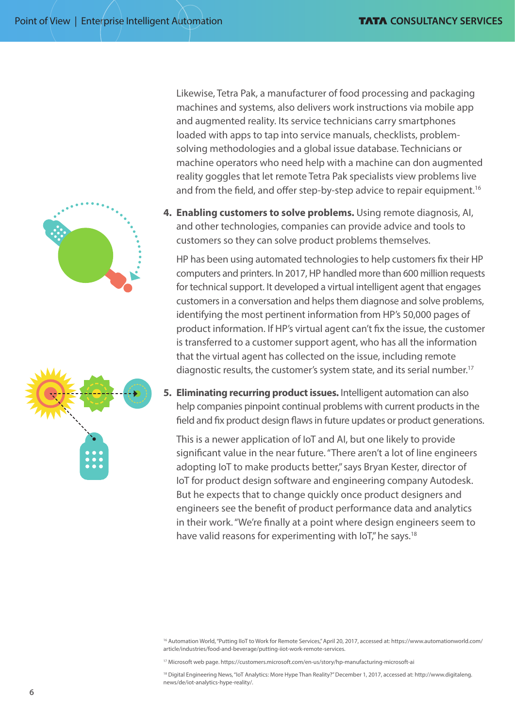Likewise, Tetra Pak, a manufacturer of food processing and packaging machines and systems, also delivers work instructions via mobile app and augmented reality. Its service technicians carry smartphones loaded with apps to tap into service manuals, checklists, problem-solving methodologies and a global issue database. Technicians or machine operators who need help with a machine can don augmented reality goggles that let remote Tetra Pak specialists view problems live and from the field, and offer step-by-step advice to repair equipment.[16]

4. **Enabling customers to solve problems.** Using remote diagnosis, AI, and other technologies, companies can provide advice and tools to customers so they can solve product problems themselves.

   HP has been using automated technologies to help customers fix their HP computers and printers. In 2017, HP handled more than 600 million requests for technical support. It developed a virtual intelligent agent that engages customers in a conversation and helps them diagnose and solve problems, identifying the most pertinent information from HP's 50,000 pages of product information. If HP's virtual agent can't fix the issue, the customer is transferred to a customer support agent, who has all the information that the virtual agent has collected on the issue, including remote diagnostic results, the customer's system state, and its serial number.[17]

5. **Eliminating recurring product issues.** Intelligent automation can also help companies pinpoint continual problems with current products in the field and fix product design flaws in future updates or product generations.

   This is a newer application of IoT and AI, but one likely to provide significant value in the near future. "There aren't a lot of line engineers adopting IoT to make products better," says Bryan Kester, director of IoT for product design software and engineering company Autodesk. But he expects that to change quickly once product designers and engineers see the benefit of product performance data and analytics in their work. "We're finally at a point where design engineers seem to have valid reasons for experimenting with IoT," he says.[18]

---

[16] Automation World, "Putting IIoT to Work for Remote Services," April 20, 2017, accessed at: https://www.automationworld.com/article/industries/food-and-beverage/putting-iiot-work-remote-services.

[17] Microsoft web page. https://customers.microsoft.com/en-us/story/hp-manufacturing-microsoft-ai

[18] Digital Engineering News, "IoT Analytics: More Hype Than Reality?" December 1, 2017, accessed at: http://www.digitaleng.news/de/iot-analytics-hype-reality/.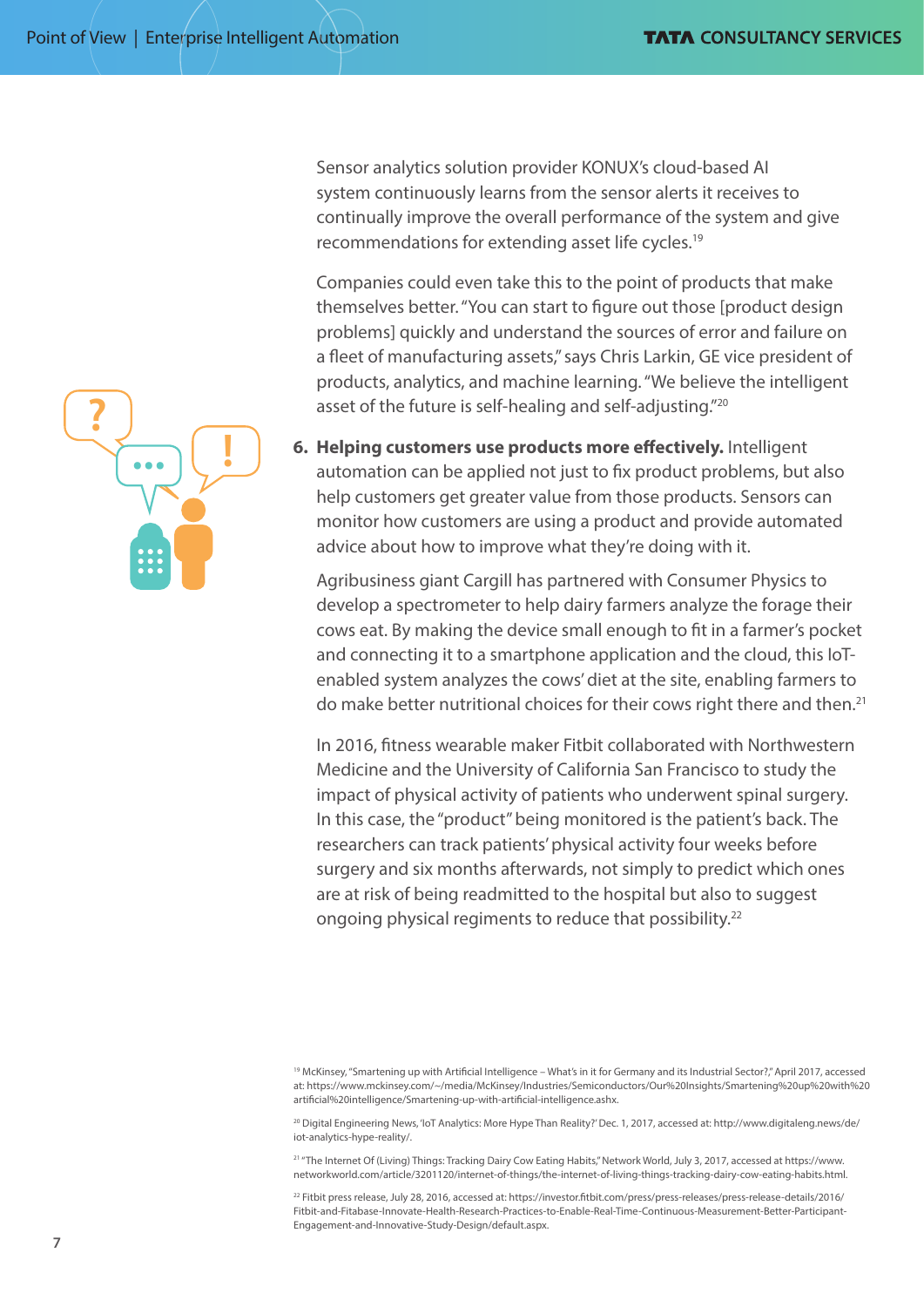Sensor analytics solution provider KONUX's cloud-based AI system continuously learns from the sensor alerts it receives to continually improve the overall performance of the system and give recommendations for extending asset life cycles.[19]

Companies could even take this to the point of products that make themselves better. "You can start to figure out those [product design problems] quickly and understand the sources of error and failure on a fleet of manufacturing assets," says Chris Larkin, GE vice president of products, analytics, and machine learning. "We believe the intelligent asset of the future is self-healing and self-adjusting."[20]

6. **Helping customers use products more effectively.** Intelligent automation can be applied not just to fix product problems, but also help customers get greater value from those products. Sensors can monitor how customers are using a product and provide automated advice about how to improve what they're doing with it.

   Agribusiness giant Cargill has partnered with Consumer Physics to develop a spectrometer to help dairy farmers analyze the forage their cows eat. By making the device small enough to fit in a farmer's pocket and connecting it to a smartphone application and the cloud, this IoT-enabled system analyzes the cows' diet at the site, enabling farmers to do make better nutritional choices for their cows right there and then.[21]

   In 2016, fitness wearable maker Fitbit collaborated with Northwestern Medicine and the University of California San Francisco to study the impact of physical activity of patients who underwent spinal surgery. In this case, the "product" being monitored is the patient's back. The researchers can track patients' physical activity four weeks before surgery and six months afterwards, not simply to predict which ones are at risk of being readmitted to the hospital but also to suggest ongoing physical regiments to reduce that possibility.[22]

---

[19] McKinsey, "Smartening up with Artificial Intelligence – What's in it for Germany and its Industrial Sector?," April 2017, accessed at: https://www.mckinsey.com/~/media/McKinsey/Industries/Semiconductors/Our%20Insights/Smartening%20up%20with%20artificial%20intelligence/Smartening-up-with-artificial-intelligence.ashx.

[20] Digital Engineering News, 'IoT Analytics: More Hype Than Reality?' Dec. 1, 2017, accessed at: http://www.digitaleng.news/de/iot-analytics-hype-reality/.

[21] "The Internet Of (Living) Things: Tracking Dairy Cow Eating Habits," Network World, July 3, 2017, accessed at https://www.networkworld.com/article/3201120/internet-of-things/the-internet-of-living-things-tracking-dairy-cow-eating-habits.html.

[22] Fitbit press release, July 28, 2016, accessed at: https://investor.fitbit.com/press/press-releases/press-release-details/2016/Fitbit-and-Fitabase-Innovate-Health-Research-Practices-to-Enable-Real-Time-Continuous-Measurement-Better-Participant-Engagement-and-Innovative-Study-Design/default.aspx.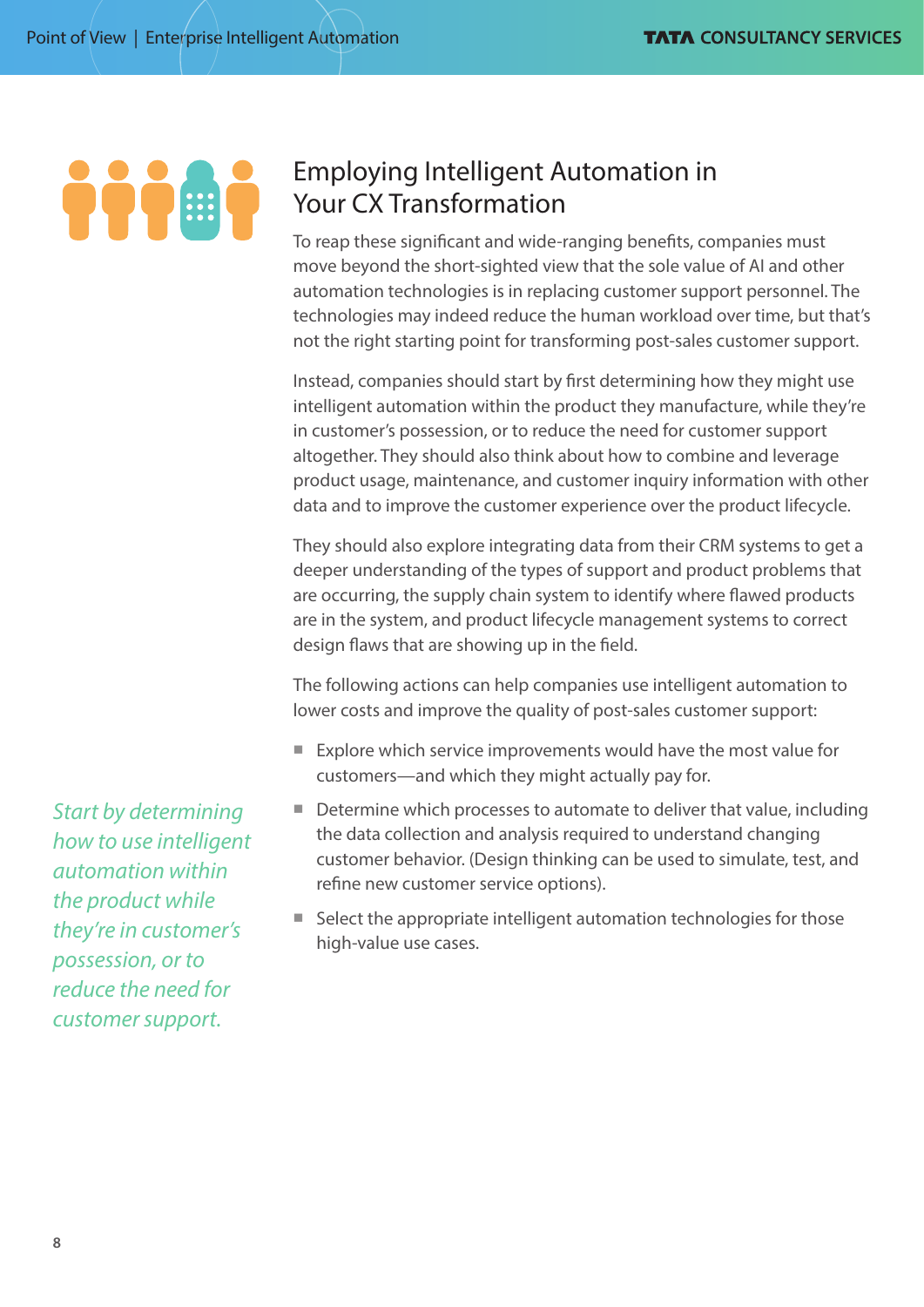## Employing Intelligent Automation in Your CX Transformation

To reap these significant and wide-ranging benefits, companies must move beyond the short-sighted view that the sole value of AI and other automation technologies is in replacing customer support personnel. The technologies may indeed reduce the human workload over time, but that's not the right starting point for transforming post-sales customer support.

Instead, companies should start by first determining how they might use intelligent automation within the product they manufacture, while they're in customer's possession, or to reduce the need for customer support altogether. They should also think about how to combine and leverage product usage, maintenance, and customer inquiry information with other data and to improve the customer experience over the product lifecycle.

They should also explore integrating data from their CRM systems to get a deeper understanding of the types of support and product problems that are occurring, the supply chain system to identify where flawed products are in the system, and product lifecycle management systems to correct design flaws that are showing up in the field.

The following actions can help companies use intelligent automation to lower costs and improve the quality of post-sales customer support:

- Explore which service improvements would have the most value for customers—and which they might actually pay for.
- Determine which processes to automate to deliver that value, including the data collection and analysis required to understand changing customer behavior. (Design thinking can be used to simulate, test, and refine new customer service options).
- Select the appropriate intelligent automation technologies for those high-value use cases.

*Start by determining how to use intelligent automation within the product while they're in customer's possession, or to reduce the need for customer support.*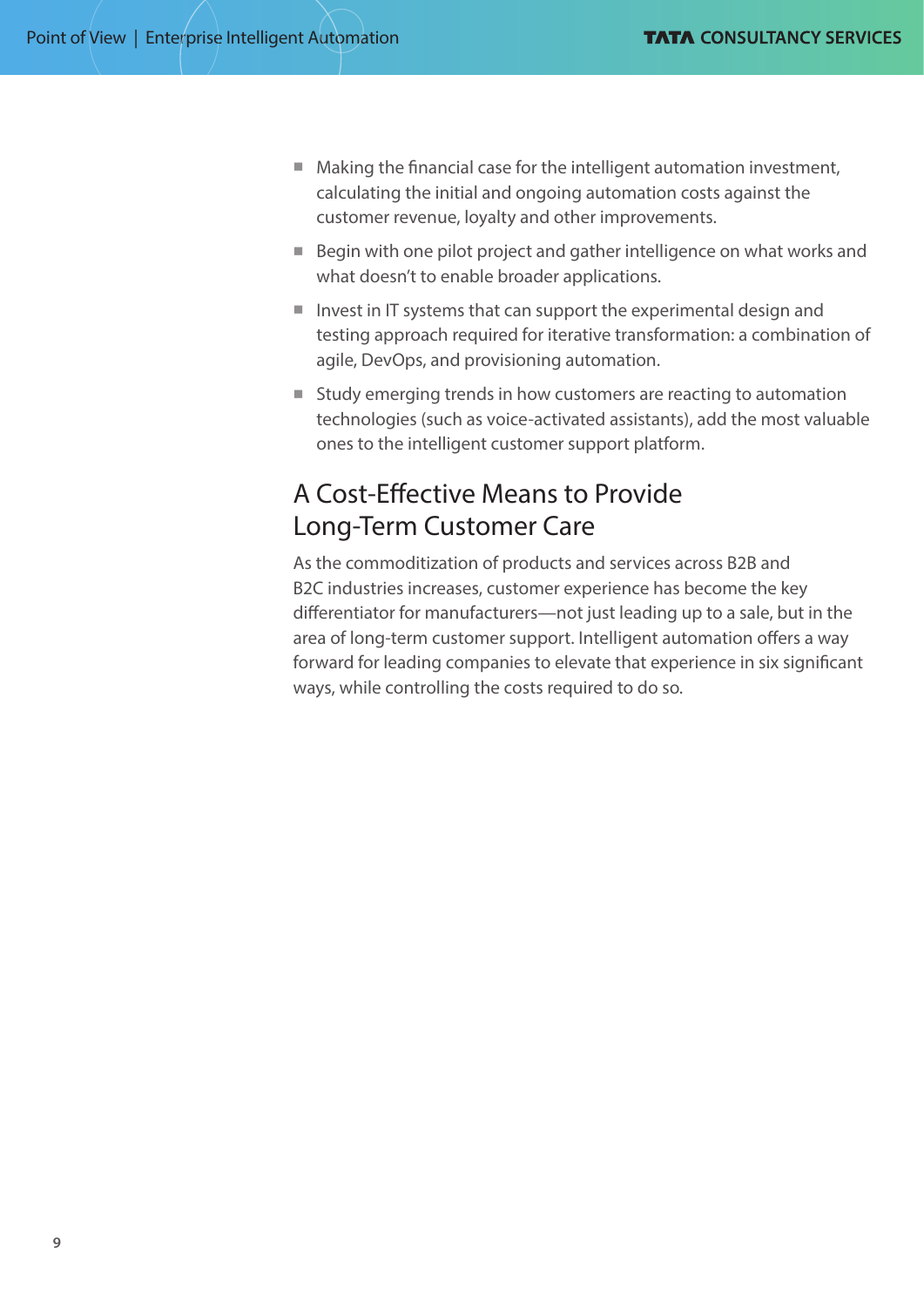- Making the financial case for the intelligent automation investment, calculating the initial and ongoing automation costs against the customer revenue, loyalty and other improvements.
- Begin with one pilot project and gather intelligence on what works and what doesn't to enable broader applications.
- Invest in IT systems that can support the experimental design and testing approach required for iterative transformation: a combination of agile, DevOps, and provisioning automation.
- Study emerging trends in how customers are reacting to automation technologies (such as voice-activated assistants), add the most valuable ones to the intelligent customer support platform.

## A Cost-Effective Means to Provide Long-Term Customer Care

As the commoditization of products and services across B2B and B2C industries increases, customer experience has become the key differentiator for manufacturers—not just leading up to a sale, but in the area of long-term customer support. Intelligent automation offers a way forward for leading companies to elevate that experience in six significant ways, while controlling the costs required to do so.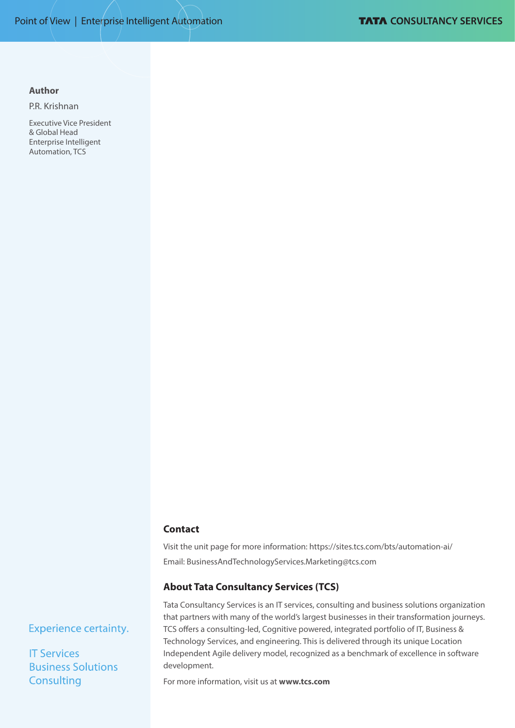**Author**

P.R. Krishnan

Executive Vice President
& Global Head
Enterprise Intelligent
Automation, TCS

## Contact

Visit the unit page for more information: https://sites.tcs.com/bts/automation-ai/

Email: BusinessAndTechnologyServices.Marketing@tcs.com

## About Tata Consultancy Services (TCS)

Tata Consultancy Services is an IT services, consulting and business solutions organization that partners with many of the world's largest businesses in their transformation journeys. TCS offers a consulting-led, Cognitive powered, integrated portfolio of IT, Business & Technology Services, and engineering. This is delivered through its unique Location Independent Agile delivery model, recognized as a benchmark of excellence in software development.

For more information, visit us at **www.tcs.com**

Experience certainty.

IT Services
Business Solutions
Consulting